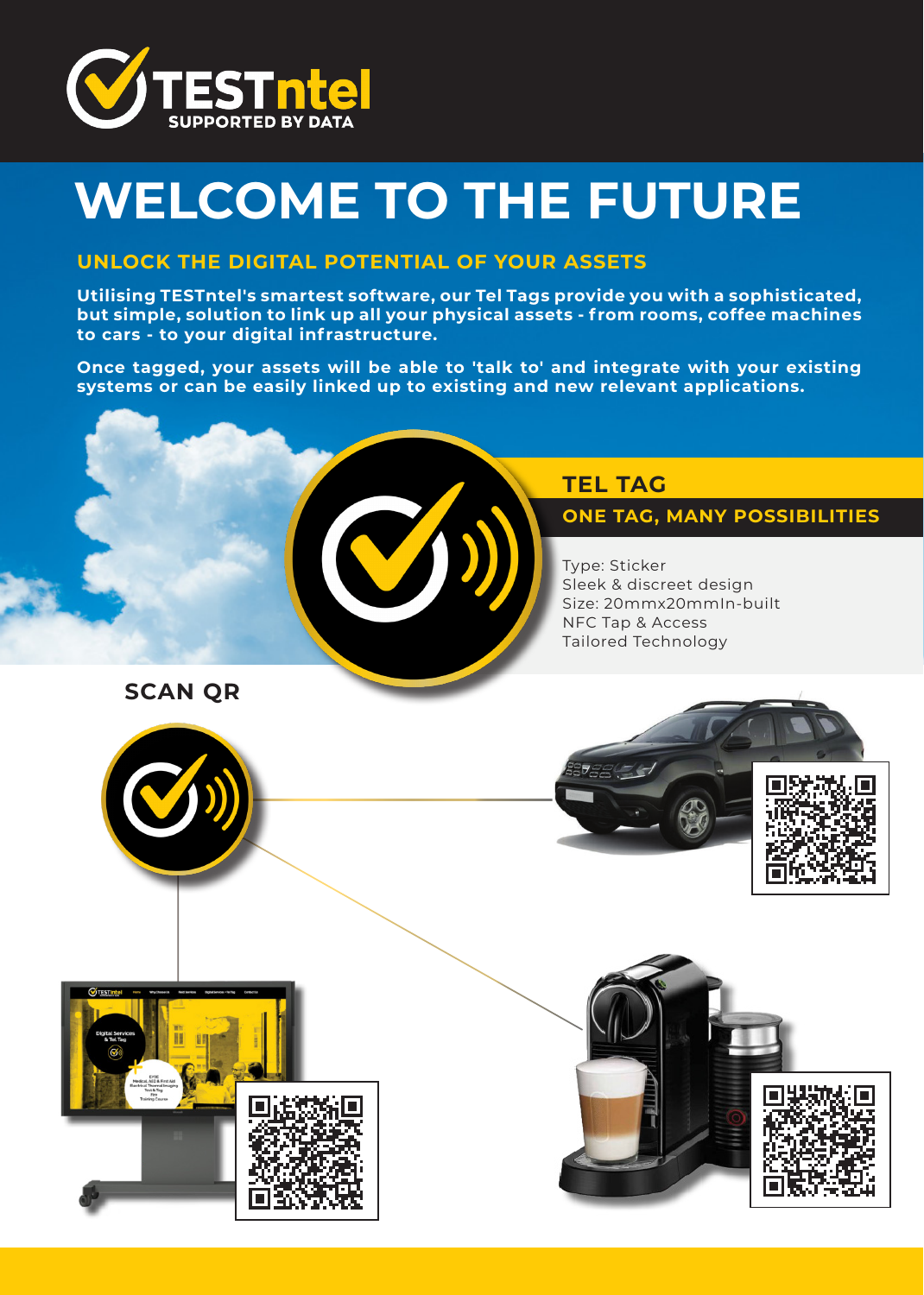TESTntel
SUPPORTED BY DATA

# WELCOME TO THE FUTURE

## UNLOCK THE DIGITAL POTENTIAL OF YOUR ASSETS

**Utilising TESTntel's smartest software, our Tel Tags provide you with a sophisticated, but simple, solution to link up all your physical assets - from rooms, coffee machines to cars - to your digital infrastructure.**

**Once tagged, your assets will be able to 'talk to' and integrate with your existing systems or can be easily linked up to existing and new relevant applications.**

## TEL TAG

### ONE TAG, MANY POSSIBILITIES

Type: Sticker
Sleek & discreet design
Size: 20mmx20mmIn-built
NFC Tap & Access
Tailored Technology

### SCAN QR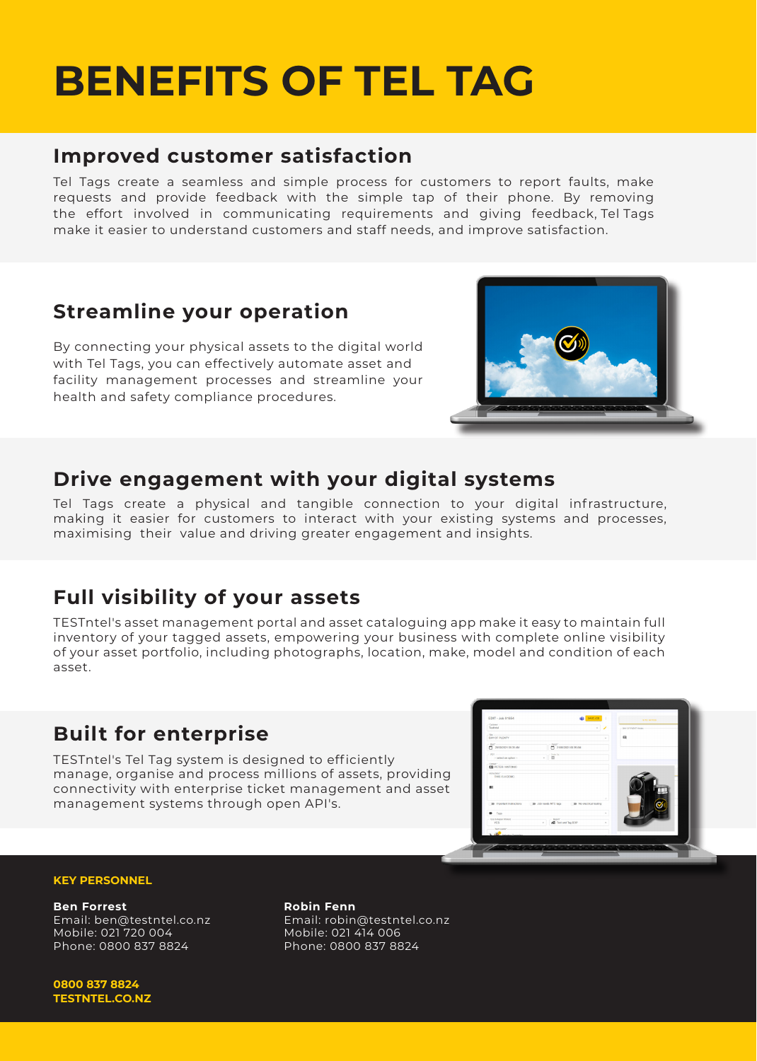# BENEFITS OF TEL TAG

## Improved customer satisfaction

Tel Tags create a seamless and simple process for customers to report faults, make requests and provide feedback with the simple tap of their phone. By removing the effort involved in communicating requirements and giving feedback, Tel Tags make it easier to understand customers and staff needs, and improve satisfaction.

## Streamline your operation

By connecting your physical assets to the digital world with Tel Tags, you can effectively automate asset and facility management processes and streamline your health and safety compliance procedures.

## Drive engagement with your digital systems

Tel Tags create a physical and tangible connection to your digital infrastructure, making it easier for customers to interact with your existing systems and processes, maximising their value and driving greater engagement and insights.

## Full visibility of your assets

TESTntel's asset management portal and asset cataloguing app make it easy to maintain full inventory of your tagged assets, empowering your business with complete online visibility of your asset portfolio, including photographs, location, make, model and condition of each asset.

## Built for enterprise

TESTntel's Tel Tag system is designed to efficiently manage, organise and process millions of assets, providing connectivity with enterprise ticket management and asset management systems through open API's.

**KEY PERSONNEL**

**Ben Forrest**
Email: ben@testntel.co.nz
Mobile: 021 720 004
Phone: 0800 837 8824

**Robin Fenn**
Email: robin@testntel.co.nz
Mobile: 021 414 006
Phone: 0800 837 8824

**0800 837 8824**
**TESTNTEL.CO.NZ**